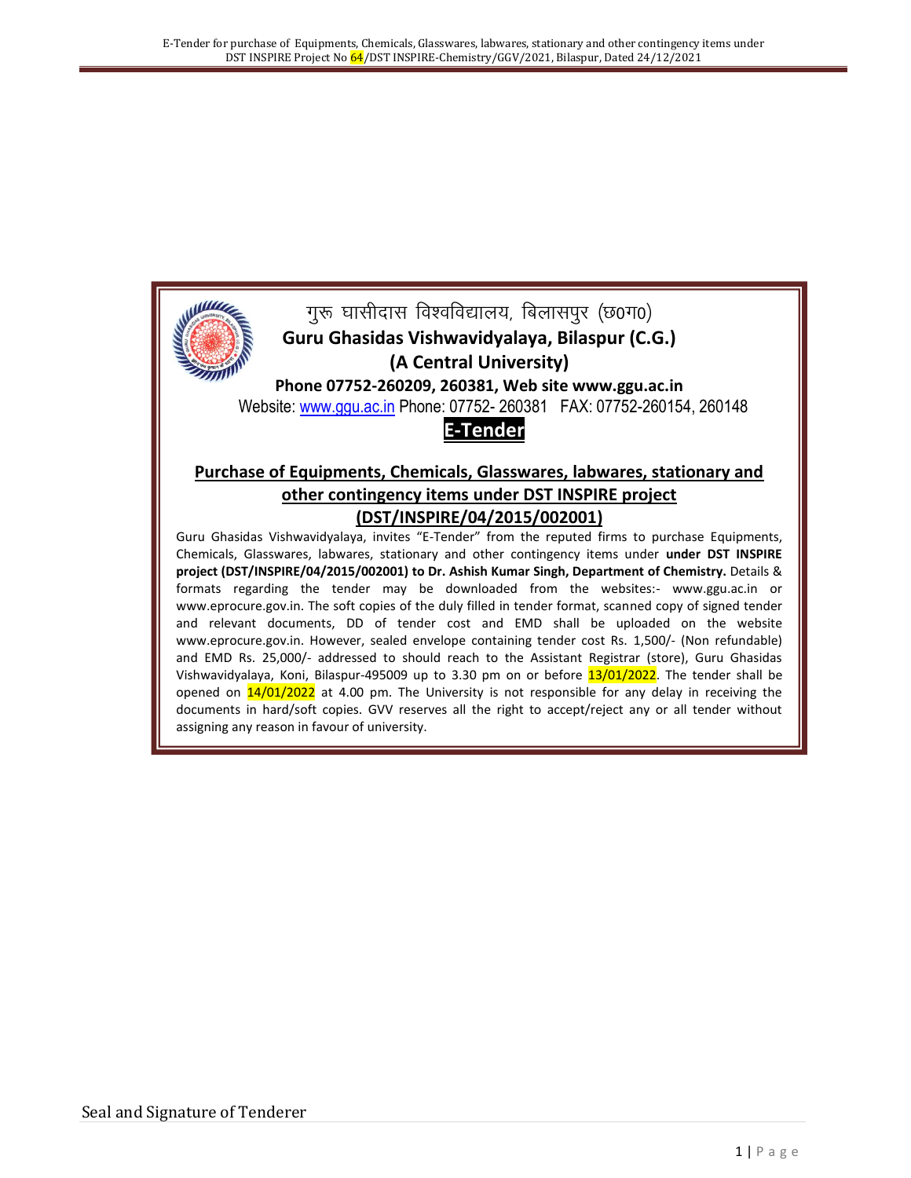गुरू घासीदास विश्वविद्यालय, बिलासपुर (छ0ग0)

**Guru Ghasidas Vishwavidyalaya, Bilaspur (C.G.)**

**(A Central University)**

**Phone 07752-260209, 260381, Web site www.ggu.ac.in**

Website: www.ggu.ac.in Phone: 07752- 260381 FAX: 07752-260154, 260148

**E-Tender**

## Purchase of Equipments, Chemicals, Glasswares, labwares, stationary and other contingency items under DST INSPIRE project (DST/INSPIRE/04/2015/002001)

Guru Ghasidas Vishwavidyalaya, invites "E-Tender" from the reputed firms to purchase Equipments, Chemicals, Glasswares, labwares, stationary and other contingency items under **under DST INSPIRE project (DST/INSPIRE/04/2015/002001) to Dr. Ashish Kumar Singh, Department of Chemistry.** Details & formats regarding the tender may be downloaded from the websites:- www.ggu.ac.in or www.eprocure.gov.in. The soft copies of the duly filled in tender format, scanned copy of signed tender and relevant documents, DD of tender cost and EMD shall be uploaded on the website www.eprocure.gov.in. However, sealed envelope containing tender cost Rs. 1,500/- (Non refundable) and EMD Rs. 25,000/- addressed to should reach to the Assistant Registrar (store), Guru Ghasidas Vishwavidyalaya, Koni, Bilaspur-495009 up to 3.30 pm on or before 13/01/2022. The tender shall be opened on 14/01/2022 at 4.00 pm. The University is not responsible for any delay in receiving the documents in hard/soft copies. GVV reserves all the right to accept/reject any or all tender without assigning any reason in favour of university.

Seal and Signature of Tenderer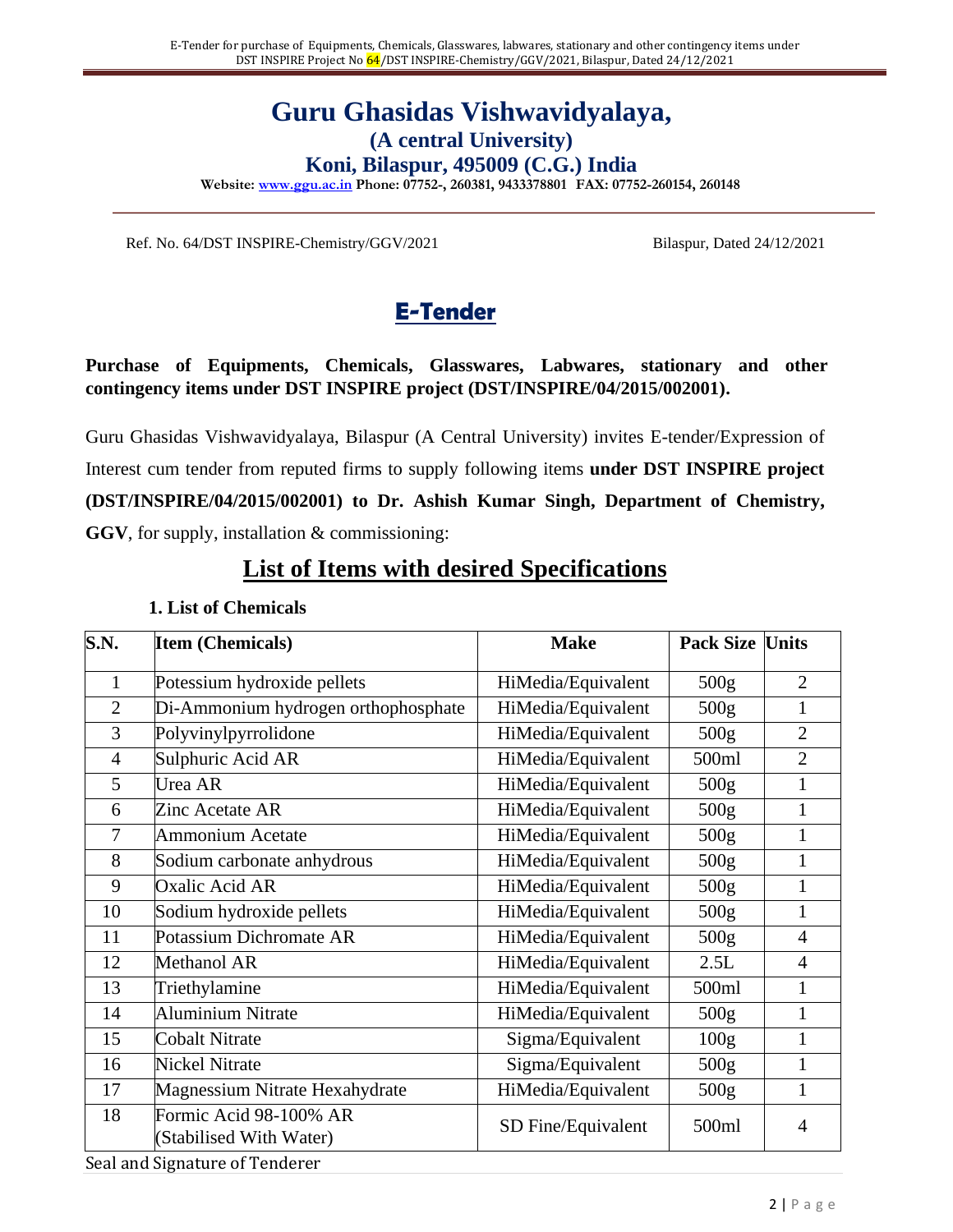# Guru Ghasidas Vishwavidyalaya,

**(A central University)**

**Koni, Bilaspur, 495009 (C.G.) India**

**Website: www.ggu.ac.in Phone: 07752-, 260381, 9433378801 FAX: 07752-260154, 260148**

Ref. No. 64/DST INSPIRE-Chemistry/GGV/2021 Bilaspur, Dated 24/12/2021

## E-Tender

**Purchase of Equipments, Chemicals, Glasswares, Labwares, stationary and other contingency items under DST INSPIRE project (DST/INSPIRE/04/2015/002001).**

Guru Ghasidas Vishwavidyalaya, Bilaspur (A Central University) invites E-tender/Expression of Interest cum tender from reputed firms to supply following items **under DST INSPIRE project (DST/INSPIRE/04/2015/002001) to Dr. Ashish Kumar Singh, Department of Chemistry, GGV**, for supply, installation & commissioning:

## List of Items with desired Specifications

### 1. List of Chemicals

| S.N. | Item (Chemicals) | Make | Pack Size | Units |
|---|---|---|---|---|
| 1 | Potessium hydroxide pellets | HiMedia/Equivalent | 500g | 2 |
| 2 | Di-Ammonium hydrogen orthophosphate | HiMedia/Equivalent | 500g | 1 |
| 3 | Polyvinylpyrrolidone | HiMedia/Equivalent | 500g | 2 |
| 4 | Sulphuric Acid AR | HiMedia/Equivalent | 500ml | 2 |
| 5 | Urea AR | HiMedia/Equivalent | 500g | 1 |
| 6 | Zinc Acetate AR | HiMedia/Equivalent | 500g | 1 |
| 7 | Ammonium Acetate | HiMedia/Equivalent | 500g | 1 |
| 8 | Sodium carbonate anhydrous | HiMedia/Equivalent | 500g | 1 |
| 9 | Oxalic Acid AR | HiMedia/Equivalent | 500g | 1 |
| 10 | Sodium hydroxide pellets | HiMedia/Equivalent | 500g | 1 |
| 11 | Potassium Dichromate AR | HiMedia/Equivalent | 500g | 4 |
| 12 | Methanol AR | HiMedia/Equivalent | 2.5L | 4 |
| 13 | Triethylamine | HiMedia/Equivalent | 500ml | 1 |
| 14 | Aluminium Nitrate | HiMedia/Equivalent | 500g | 1 |
| 15 | Cobalt Nitrate | Sigma/Equivalent | 100g | 1 |
| 16 | Nickel Nitrate | Sigma/Equivalent | 500g | 1 |
| 17 | Magnessium Nitrate Hexahydrate | HiMedia/Equivalent | 500g | 1 |
| 18 | Formic Acid 98-100% AR (Stabilised With Water) | SD Fine/Equivalent | 500ml | 4 |

Seal and Signature of Tenderer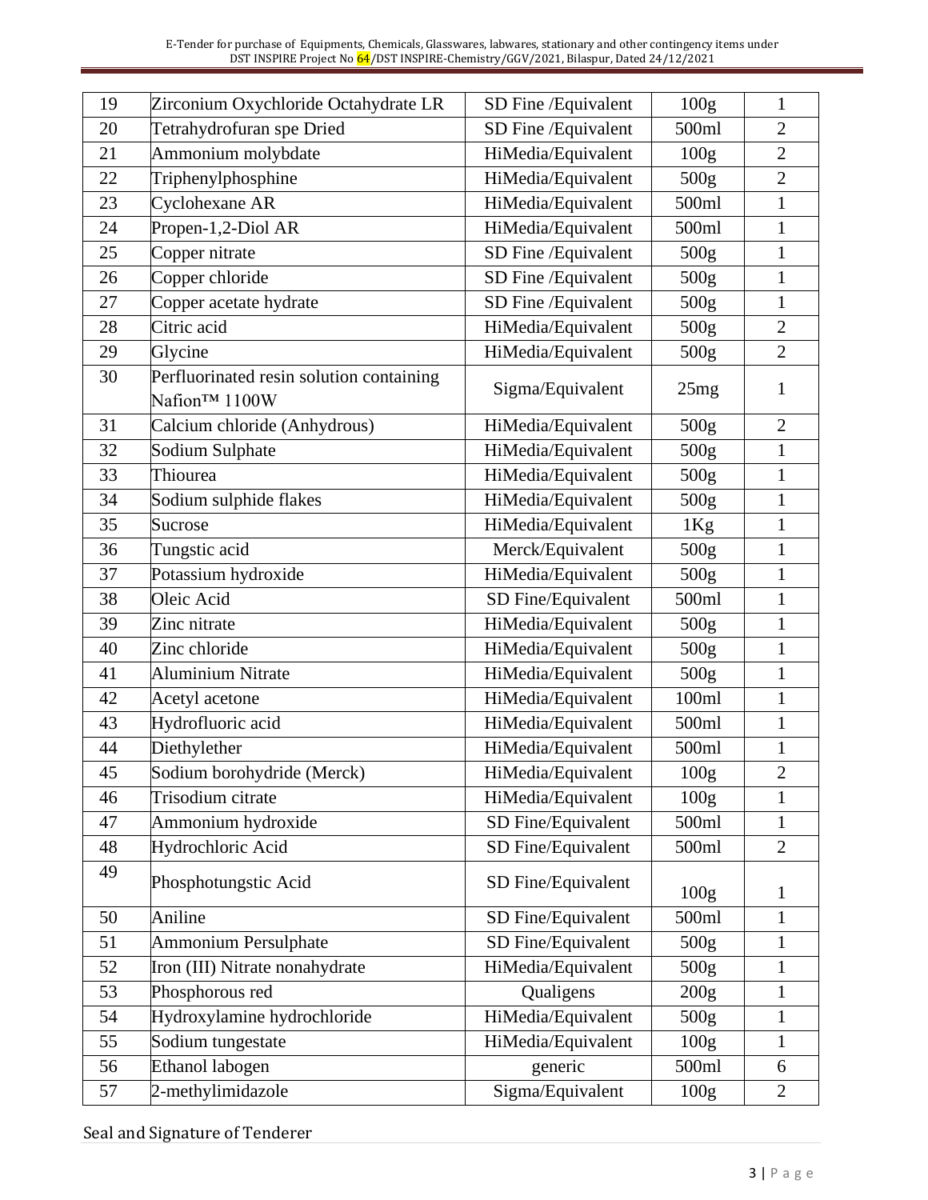| 19 | Zirconium Oxychloride Octahydrate LR | SD Fine /Equivalent | 100g | 1 |
|---|---|---|---|---|
| 20 | Tetrahydrofuran spe Dried | SD Fine /Equivalent | 500ml | 2 |
| 21 | Ammonium molybdate | HiMedia/Equivalent | 100g | 2 |
| 22 | Triphenylphosphine | HiMedia/Equivalent | 500g | 2 |
| 23 | Cyclohexane AR | HiMedia/Equivalent | 500ml | 1 |
| 24 | Propen-1,2-Diol AR | HiMedia/Equivalent | 500ml | 1 |
| 25 | Copper nitrate | SD Fine /Equivalent | 500g | 1 |
| 26 | Copper chloride | SD Fine /Equivalent | 500g | 1 |
| 27 | Copper acetate hydrate | SD Fine /Equivalent | 500g | 1 |
| 28 | Citric acid | HiMedia/Equivalent | 500g | 2 |
| 29 | Glycine | HiMedia/Equivalent | 500g | 2 |
| 30 | Perfluorinated resin solution containing Nafion™ 1100W | Sigma/Equivalent | 25mg | 1 |
| 31 | Calcium chloride (Anhydrous) | HiMedia/Equivalent | 500g | 2 |
| 32 | Sodium Sulphate | HiMedia/Equivalent | 500g | 1 |
| 33 | Thiourea | HiMedia/Equivalent | 500g | 1 |
| 34 | Sodium sulphide flakes | HiMedia/Equivalent | 500g | 1 |
| 35 | Sucrose | HiMedia/Equivalent | 1Kg | 1 |
| 36 | Tungstic acid | Merck/Equivalent | 500g | 1 |
| 37 | Potassium hydroxide | HiMedia/Equivalent | 500g | 1 |
| 38 | Oleic Acid | SD Fine/Equivalent | 500ml | 1 |
| 39 | Zinc nitrate | HiMedia/Equivalent | 500g | 1 |
| 40 | Zinc chloride | HiMedia/Equivalent | 500g | 1 |
| 41 | Aluminium Nitrate | HiMedia/Equivalent | 500g | 1 |
| 42 | Acetyl acetone | HiMedia/Equivalent | 100ml | 1 |
| 43 | Hydrofluoric acid | HiMedia/Equivalent | 500ml | 1 |
| 44 | Diethylether | HiMedia/Equivalent | 500ml | 1 |
| 45 | Sodium borohydride (Merck) | HiMedia/Equivalent | 100g | 2 |
| 46 | Trisodium citrate | HiMedia/Equivalent | 100g | 1 |
| 47 | Ammonium hydroxide | SD Fine/Equivalent | 500ml | 1 |
| 48 | Hydrochloric Acid | SD Fine/Equivalent | 500ml | 2 |
| 49 | Phosphotungstic Acid | SD Fine/Equivalent | 100g | 1 |
| 50 | Aniline | SD Fine/Equivalent | 500ml | 1 |
| 51 | Ammonium Persulphate | SD Fine/Equivalent | 500g | 1 |
| 52 | Iron (III) Nitrate nonahydrate | HiMedia/Equivalent | 500g | 1 |
| 53 | Phosphorous red | Qualigens | 200g | 1 |
| 54 | Hydroxylamine hydrochloride | HiMedia/Equivalent | 500g | 1 |
| 55 | Sodium tungestate | HiMedia/Equivalent | 100g | 1 |
| 56 | Ethanol labogen | generic | 500ml | 6 |
| 57 | 2-methylimidazole | Sigma/Equivalent | 100g | 2 |

Seal and Signature of Tenderer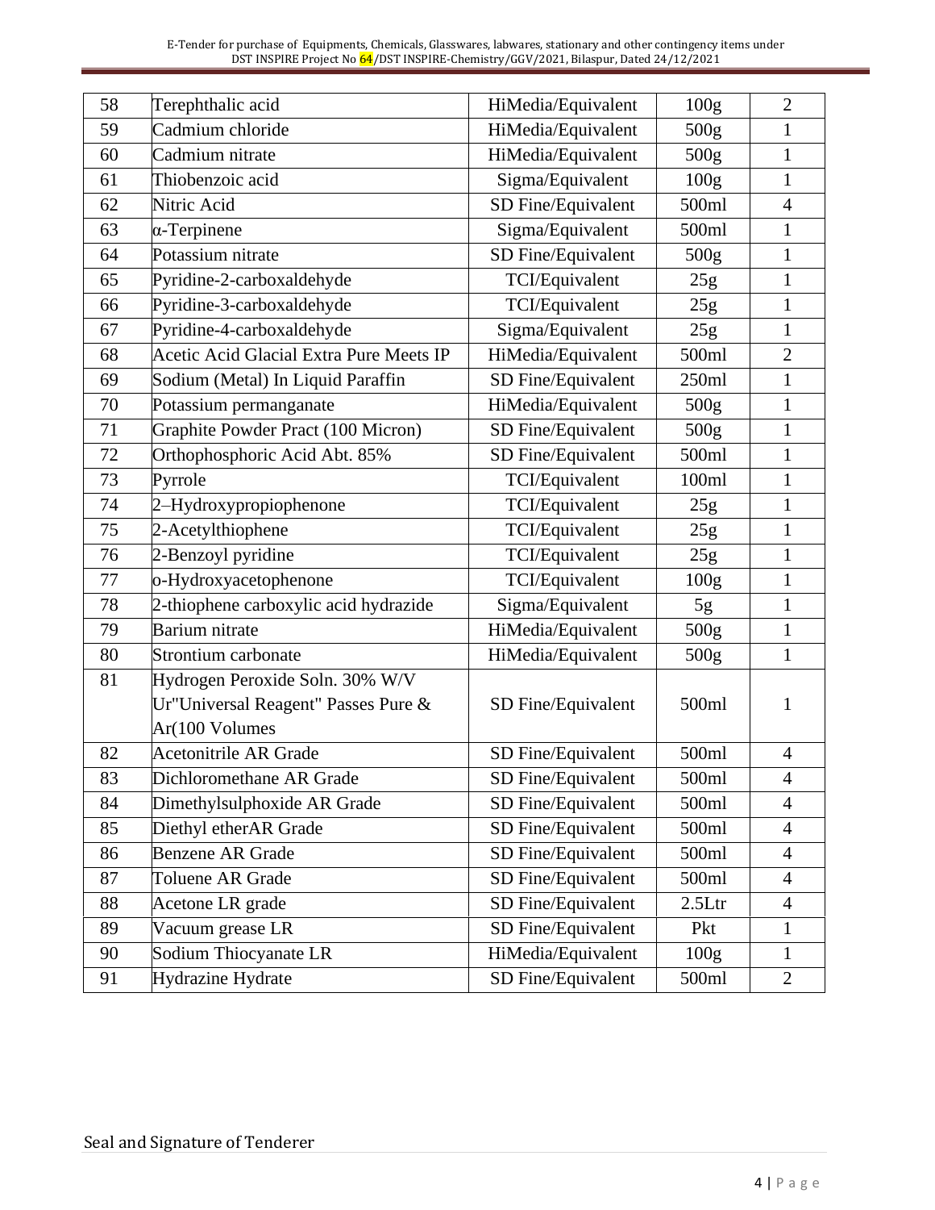| 58 | Terephthalic acid | HiMedia/Equivalent | 100g | 2 |
|---|---|---|---|---|
| 59 | Cadmium chloride | HiMedia/Equivalent | 500g | 1 |
| 60 | Cadmium nitrate | HiMedia/Equivalent | 500g | 1 |
| 61 | Thiobenzoic acid | Sigma/Equivalent | 100g | 1 |
| 62 | Nitric Acid | SD Fine/Equivalent | 500ml | 4 |
| 63 | α-Terpinene | Sigma/Equivalent | 500ml | 1 |
| 64 | Potassium nitrate | SD Fine/Equivalent | 500g | 1 |
| 65 | Pyridine-2-carboxaldehyde | TCI/Equivalent | 25g | 1 |
| 66 | Pyridine-3-carboxaldehyde | TCI/Equivalent | 25g | 1 |
| 67 | Pyridine-4-carboxaldehyde | Sigma/Equivalent | 25g | 1 |
| 68 | Acetic Acid Glacial Extra Pure Meets IP | HiMedia/Equivalent | 500ml | 2 |
| 69 | Sodium (Metal) In Liquid Paraffin | SD Fine/Equivalent | 250ml | 1 |
| 70 | Potassium permanganate | HiMedia/Equivalent | 500g | 1 |
| 71 | Graphite Powder Pract (100 Micron) | SD Fine/Equivalent | 500g | 1 |
| 72 | Orthophosphoric Acid Abt. 85% | SD Fine/Equivalent | 500ml | 1 |
| 73 | Pyrrole | TCI/Equivalent | 100ml | 1 |
| 74 | 2–Hydroxypropiophenone | TCI/Equivalent | 25g | 1 |
| 75 | 2-Acetylthiophene | TCI/Equivalent | 25g | 1 |
| 76 | 2-Benzoyl pyridine | TCI/Equivalent | 25g | 1 |
| 77 | o-Hydroxyacetophenone | TCI/Equivalent | 100g | 1 |
| 78 | 2-thiophene carboxylic acid hydrazide | Sigma/Equivalent | 5g | 1 |
| 79 | Barium nitrate | HiMedia/Equivalent | 500g | 1 |
| 80 | Strontium carbonate | HiMedia/Equivalent | 500g | 1 |
| 81 | Hydrogen Peroxide Soln. 30% W/V Ur"Universal Reagent" Passes Pure & Ar(100 Volumes | SD Fine/Equivalent | 500ml | 1 |
| 82 | Acetonitrile AR Grade | SD Fine/Equivalent | 500ml | 4 |
| 83 | Dichloromethane AR Grade | SD Fine/Equivalent | 500ml | 4 |
| 84 | Dimethylsulphoxide AR Grade | SD Fine/Equivalent | 500ml | 4 |
| 85 | Diethyl etherAR Grade | SD Fine/Equivalent | 500ml | 4 |
| 86 | Benzene AR Grade | SD Fine/Equivalent | 500ml | 4 |
| 87 | Toluene AR Grade | SD Fine/Equivalent | 500ml | 4 |
| 88 | Acetone LR grade | SD Fine/Equivalent | 2.5Ltr | 4 |
| 89 | Vacuum grease LR | SD Fine/Equivalent | Pkt | 1 |
| 90 | Sodium Thiocyanate LR | HiMedia/Equivalent | 100g | 1 |
| 91 | Hydrazine Hydrate | SD Fine/Equivalent | 500ml | 2 |

Seal and Signature of Tenderer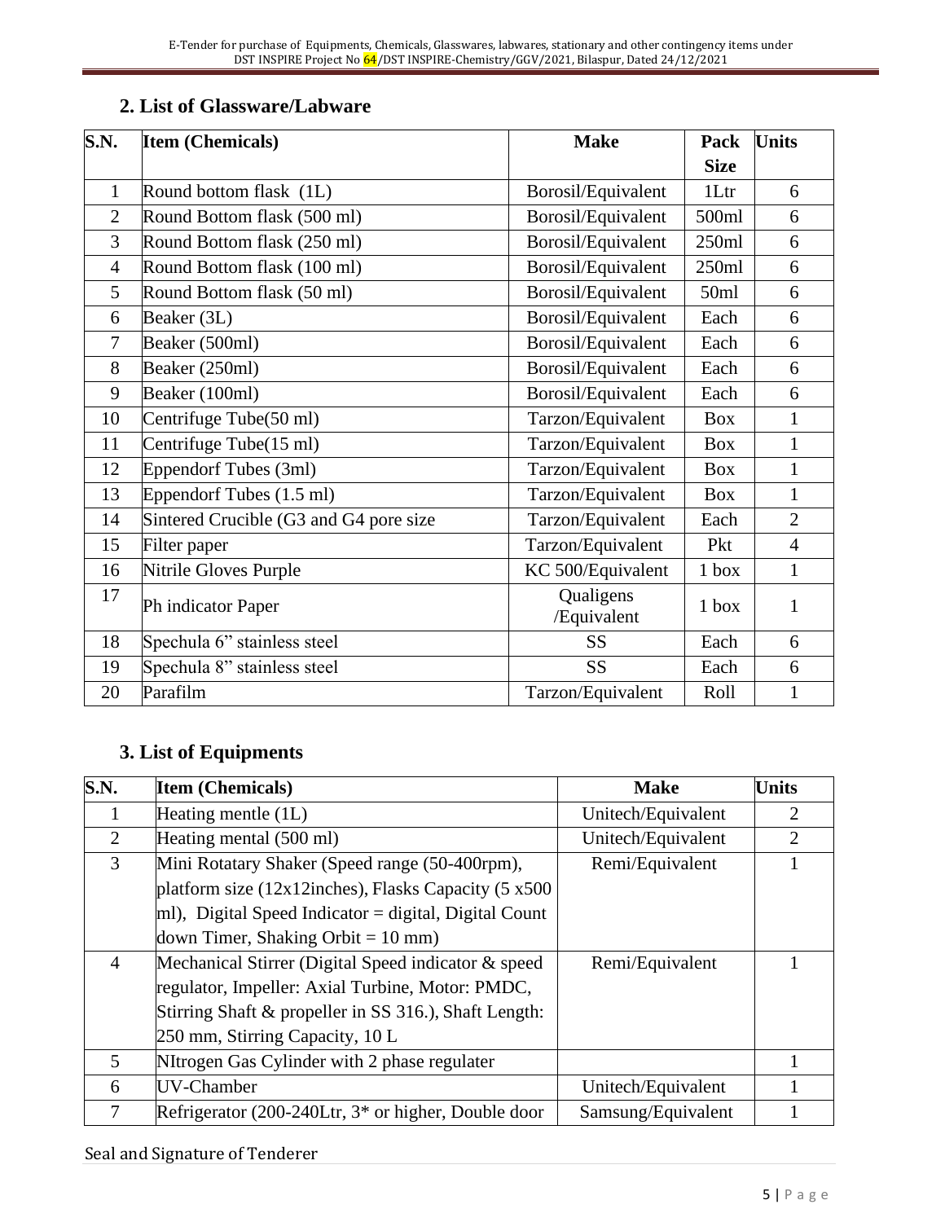## 2. List of Glassware/Labware

| S.N. | Item (Chemicals) | Make | Pack Size | Units |
|---|---|---|---|---|
| 1 | Round bottom flask (1L) | Borosil/Equivalent | 1Ltr | 6 |
| 2 | Round Bottom flask (500 ml) | Borosil/Equivalent | 500ml | 6 |
| 3 | Round Bottom flask (250 ml) | Borosil/Equivalent | 250ml | 6 |
| 4 | Round Bottom flask (100 ml) | Borosil/Equivalent | 250ml | 6 |
| 5 | Round Bottom flask (50 ml) | Borosil/Equivalent | 50ml | 6 |
| 6 | Beaker (3L) | Borosil/Equivalent | Each | 6 |
| 7 | Beaker (500ml) | Borosil/Equivalent | Each | 6 |
| 8 | Beaker (250ml) | Borosil/Equivalent | Each | 6 |
| 9 | Beaker (100ml) | Borosil/Equivalent | Each | 6 |
| 10 | Centrifuge Tube(50 ml) | Tarzon/Equivalent | Box | 1 |
| 11 | Centrifuge Tube(15 ml) | Tarzon/Equivalent | Box | 1 |
| 12 | Eppendorf Tubes (3ml) | Tarzon/Equivalent | Box | 1 |
| 13 | Eppendorf Tubes (1.5 ml) | Tarzon/Equivalent | Box | 1 |
| 14 | Sintered Crucible (G3 and G4 pore size | Tarzon/Equivalent | Each | 2 |
| 15 | Filter paper | Tarzon/Equivalent | Pkt | 4 |
| 16 | Nitrile Gloves Purple | KC 500/Equivalent | 1 box | 1 |
| 17 | Ph indicator Paper | Qualigens /Equivalent | 1 box | 1 |
| 18 | Spechula 6” stainless steel | SS | Each | 6 |
| 19 | Spechula 8” stainless steel | SS | Each | 6 |
| 20 | Parafilm | Tarzon/Equivalent | Roll | 1 |

## 3. List of Equipments

| S.N. | Item (Chemicals) | Make | Units |
|---|---|---|---|
| 1 | Heating mentle (1L) | Unitech/Equivalent | 2 |
| 2 | Heating mental (500 ml) | Unitech/Equivalent | 2 |
| 3 | Mini Rotatary Shaker (Speed range (50-400rpm), platform size (12x12inches), Flasks Capacity (5 x500 ml), Digital Speed Indicator = digital, Digital Count down Timer, Shaking Orbit = 10 mm) | Remi/Equivalent | 1 |
| 4 | Mechanical Stirrer (Digital Speed indicator & speed regulator, Impeller: Axial Turbine, Motor: PMDC, Stirring Shaft & propeller in SS 316.), Shaft Length: 250 mm, Stirring Capacity, 10 L | Remi/Equivalent | 1 |
| 5 | NItrogen Gas Cylinder with 2 phase regulater | | 1 |
| 6 | UV-Chamber | Unitech/Equivalent | 1 |
| 7 | Refrigerator (200-240Ltr, 3* or higher, Double door | Samsung/Equivalent | 1 |

Seal and Signature of Tenderer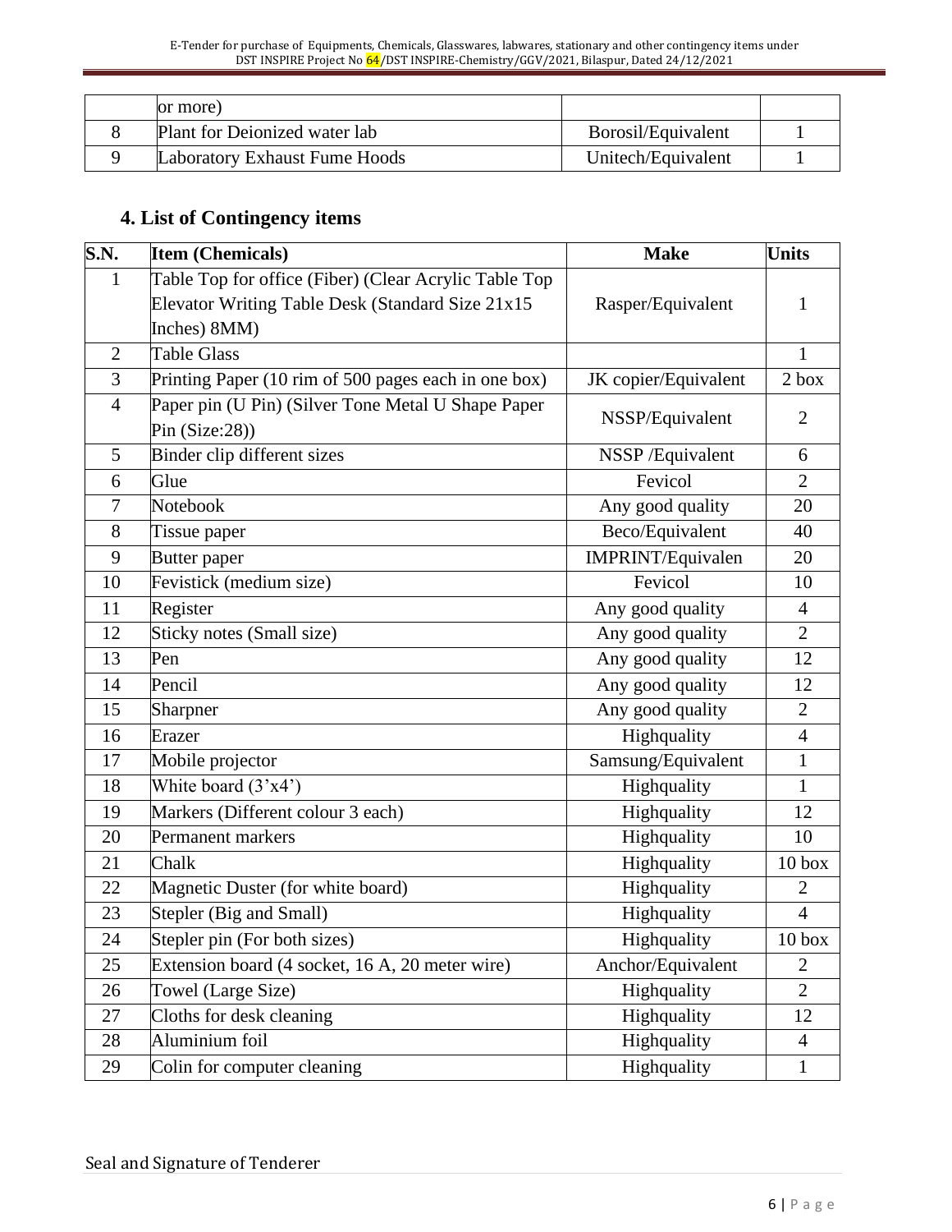|  | or more) |  |  |
|---|---|---|---|
| 8 | Plant for Deionized water lab | Borosil/Equivalent | 1 |
| 9 | Laboratory Exhaust Fume Hoods | Unitech/Equivalent | 1 |

## 4. List of Contingency items

| S.N. | Item (Chemicals) | Make | Units |
|---|---|---|---|
| 1 | Table Top for office (Fiber) (Clear Acrylic Table Top Elevator Writing Table Desk (Standard Size 21x15 Inches) 8MM) | Rasper/Equivalent | 1 |
| 2 | Table Glass |  | 1 |
| 3 | Printing Paper (10 rim of 500 pages each in one box) | JK copier/Equivalent | 2 box |
| 4 | Paper pin (U Pin) (Silver Tone Metal U Shape Paper Pin (Size:28)) | NSSP/Equivalent | 2 |
| 5 | Binder clip different sizes | NSSP /Equivalent | 6 |
| 6 | Glue | Fevicol | 2 |
| 7 | Notebook | Any good quality | 20 |
| 8 | Tissue paper | Beco/Equivalent | 40 |
| 9 | Butter paper | IMPRINT/Equivalen | 20 |
| 10 | Fevistick (medium size) | Fevicol | 10 |
| 11 | Register | Any good quality | 4 |
| 12 | Sticky notes (Small size) | Any good quality | 2 |
| 13 | Pen | Any good quality | 12 |
| 14 | Pencil | Any good quality | 12 |
| 15 | Sharpner | Any good quality | 2 |
| 16 | Erazer | Highquality | 4 |
| 17 | Mobile projector | Samsung/Equivalent | 1 |
| 18 | White board (3'x4') | Highquality | 1 |
| 19 | Markers (Different colour 3 each) | Highquality | 12 |
| 20 | Permanent markers | Highquality | 10 |
| 21 | Chalk | Highquality | 10 box |
| 22 | Magnetic Duster (for white board) | Highquality | 2 |
| 23 | Stepler (Big and Small) | Highquality | 4 |
| 24 | Stepler pin (For both sizes) | Highquality | 10 box |
| 25 | Extension board (4 socket, 16 A, 20 meter wire) | Anchor/Equivalent | 2 |
| 26 | Towel (Large Size) | Highquality | 2 |
| 27 | Cloths for desk cleaning | Highquality | 12 |
| 28 | Aluminium foil | Highquality | 4 |
| 29 | Colin for computer cleaning | Highquality | 1 |

Seal and Signature of Tenderer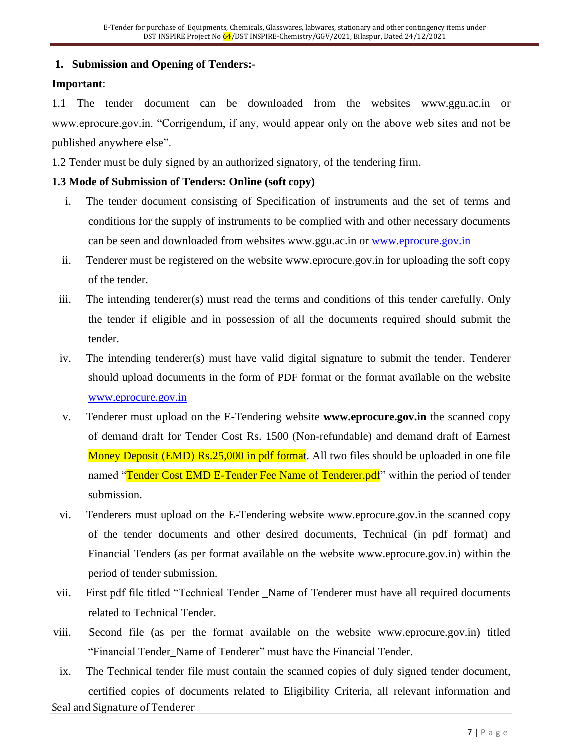## 1. Submission and Opening of Tenders:-

**Important**:

1.1 The tender document can be downloaded from the websites www.ggu.ac.in or www.eprocure.gov.in. "Corrigendum, if any, would appear only on the above web sites and not be published anywhere else".

1.2 Tender must be duly signed by an authorized signatory, of the tendering firm.

**1.3 Mode of Submission of Tenders: Online (soft copy)**

i. The tender document consisting of Specification of instruments and the set of terms and conditions for the supply of instruments to be complied with and other necessary documents can be seen and downloaded from websites www.ggu.ac.in or www.eprocure.gov.in

ii. Tenderer must be registered on the website www.eprocure.gov.in for uploading the soft copy of the tender.

iii. The intending tenderer(s) must read the terms and conditions of this tender carefully. Only the tender if eligible and in possession of all the documents required should submit the tender.

iv. The intending tenderer(s) must have valid digital signature to submit the tender. Tenderer should upload documents in the form of PDF format or the format available on the website www.eprocure.gov.in

v. Tenderer must upload on the E-Tendering website **www.eprocure.gov.in** the scanned copy of demand draft for Tender Cost Rs. 1500 (Non-refundable) and demand draft of Earnest Money Deposit (EMD) Rs.25,000 in pdf format. All two files should be uploaded in one file named "Tender Cost EMD E-Tender Fee Name of Tenderer.pdf" within the period of tender submission.

vi. Tenderers must upload on the E-Tendering website www.eprocure.gov.in the scanned copy of the tender documents and other desired documents, Technical (in pdf format) and Financial Tenders (as per format available on the website www.eprocure.gov.in) within the period of tender submission.

vii. First pdf file titled "Technical Tender _Name of Tenderer must have all required documents related to Technical Tender.

viii. Second file (as per the format available on the website www.eprocure.gov.in) titled "Financial Tender_Name of Tenderer" must have the Financial Tender.

ix. The Technical tender file must contain the scanned copies of duly signed tender document, certified copies of documents related to Eligibility Criteria, all relevant information and

Seal and Signature of Tenderer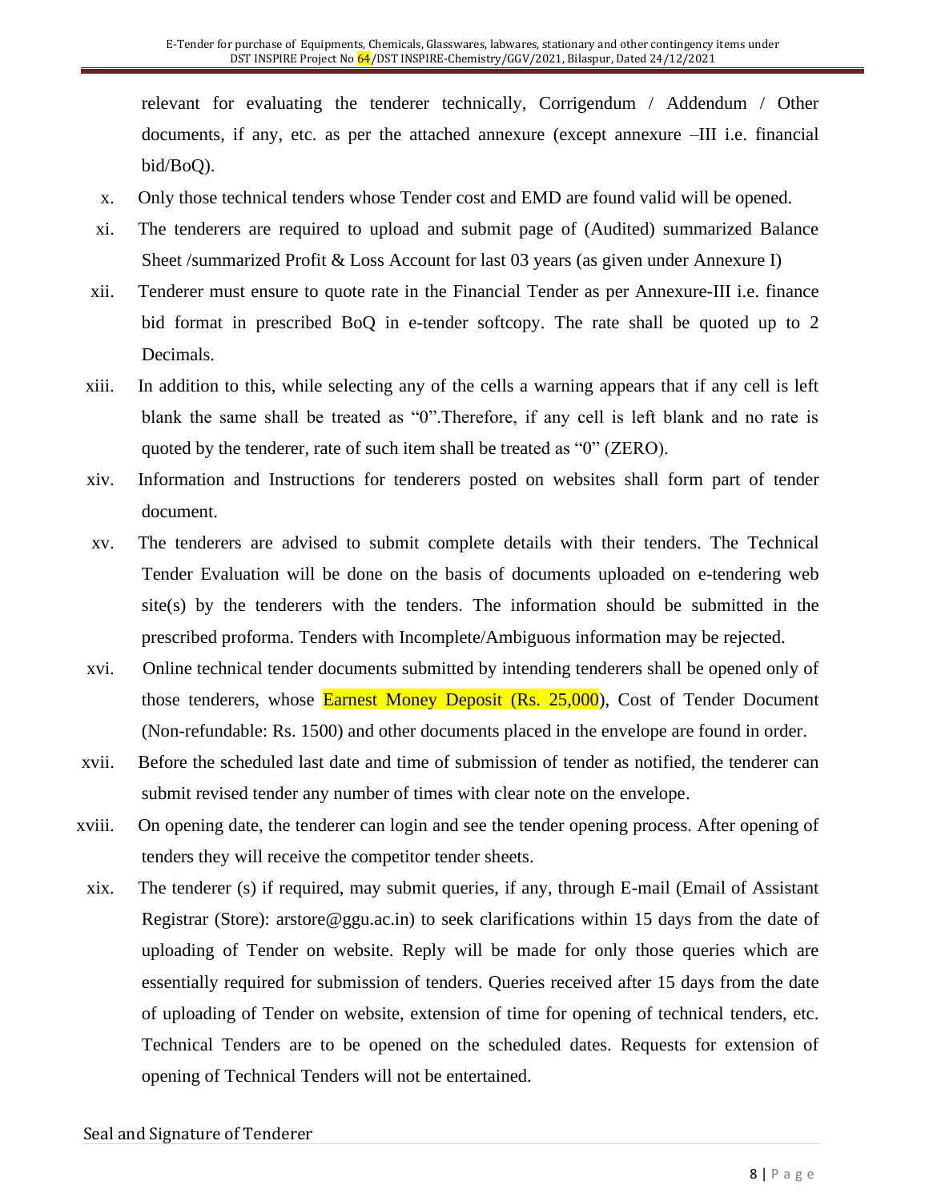relevant for evaluating the tenderer technically, Corrigendum / Addendum / Other documents, if any, etc. as per the attached annexure (except annexure –III i.e. financial bid/BoQ).

x. Only those technical tenders whose Tender cost and EMD are found valid will be opened.

xi. The tenderers are required to upload and submit page of (Audited) summarized Balance Sheet /summarized Profit & Loss Account for last 03 years (as given under Annexure I)

xii. Tenderer must ensure to quote rate in the Financial Tender as per Annexure-III i.e. finance bid format in prescribed BoQ in e-tender softcopy. The rate shall be quoted up to 2 Decimals.

xiii. In addition to this, while selecting any of the cells a warning appears that if any cell is left blank the same shall be treated as "0".Therefore, if any cell is left blank and no rate is quoted by the tenderer, rate of such item shall be treated as "0" (ZERO).

xiv. Information and Instructions for tenderers posted on websites shall form part of tender document.

xv. The tenderers are advised to submit complete details with their tenders. The Technical Tender Evaluation will be done on the basis of documents uploaded on e-tendering web site(s) by the tenderers with the tenders. The information should be submitted in the prescribed proforma. Tenders with Incomplete/Ambiguous information may be rejected.

xvi. Online technical tender documents submitted by intending tenderers shall be opened only of those tenderers, whose Earnest Money Deposit (Rs. 25,000), Cost of Tender Document (Non-refundable: Rs. 1500) and other documents placed in the envelope are found in order.

xvii. Before the scheduled last date and time of submission of tender as notified, the tenderer can submit revised tender any number of times with clear note on the envelope.

xviii. On opening date, the tenderer can login and see the tender opening process. After opening of tenders they will receive the competitor tender sheets.

xix. The tenderer (s) if required, may submit queries, if any, through E-mail (Email of Assistant Registrar (Store): arstore@ggu.ac.in) to seek clarifications within 15 days from the date of uploading of Tender on website. Reply will be made for only those queries which are essentially required for submission of tenders. Queries received after 15 days from the date of uploading of Tender on website, extension of time for opening of technical tenders, etc. Technical Tenders are to be opened on the scheduled dates. Requests for extension of opening of Technical Tenders will not be entertained.

Seal and Signature of Tenderer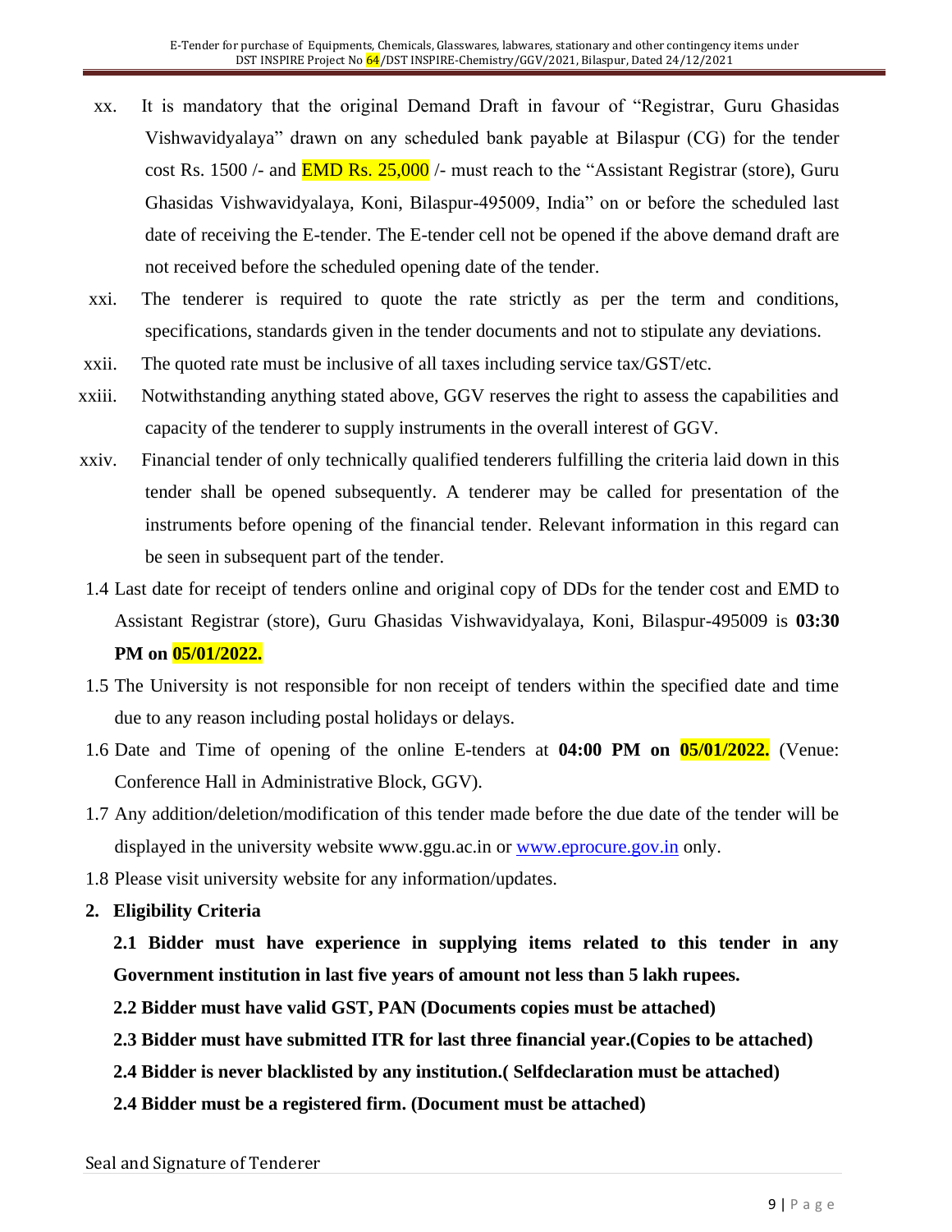xx. It is mandatory that the original Demand Draft in favour of "Registrar, Guru Ghasidas Vishwavidyalaya" drawn on any scheduled bank payable at Bilaspur (CG) for the tender cost Rs. 1500 /- and EMD Rs. 25,000 /- must reach to the "Assistant Registrar (store), Guru Ghasidas Vishwavidyalaya, Koni, Bilaspur-495009, India" on or before the scheduled last date of receiving the E-tender. The E-tender cell not be opened if the above demand draft are not received before the scheduled opening date of the tender.

xxi. The tenderer is required to quote the rate strictly as per the term and conditions, specifications, standards given in the tender documents and not to stipulate any deviations.

xxii. The quoted rate must be inclusive of all taxes including service tax/GST/etc.

xxiii. Notwithstanding anything stated above, GGV reserves the right to assess the capabilities and capacity of the tenderer to supply instruments in the overall interest of GGV.

xxiv. Financial tender of only technically qualified tenderers fulfilling the criteria laid down in this tender shall be opened subsequently. A tenderer may be called for presentation of the instruments before opening of the financial tender. Relevant information in this regard can be seen in subsequent part of the tender.

1.4 Last date for receipt of tenders online and original copy of DDs for the tender cost and EMD to Assistant Registrar (store), Guru Ghasidas Vishwavidyalaya, Koni, Bilaspur-495009 is **03:30 PM on 05/01/2022.**

1.5 The University is not responsible for non receipt of tenders within the specified date and time due to any reason including postal holidays or delays.

1.6 Date and Time of opening of the online E-tenders at **04:00 PM on 05/01/2022.** (Venue: Conference Hall in Administrative Block, GGV).

1.7 Any addition/deletion/modification of this tender made before the due date of the tender will be displayed in the university website www.ggu.ac.in or www.eprocure.gov.in only.

1.8 Please visit university website for any information/updates.

## 2. Eligibility Criteria

**2.1 Bidder must have experience in supplying items related to this tender in any Government institution in last five years of amount not less than 5 lakh rupees.**

**2.2 Bidder must have valid GST, PAN (Documents copies must be attached)**

**2.3 Bidder must have submitted ITR for last three financial year.(Copies to be attached)**

**2.4 Bidder is never blacklisted by any institution.( Selfdeclaration must be attached)**

**2.4 Bidder must be a registered firm. (Document must be attached)**

Seal and Signature of Tenderer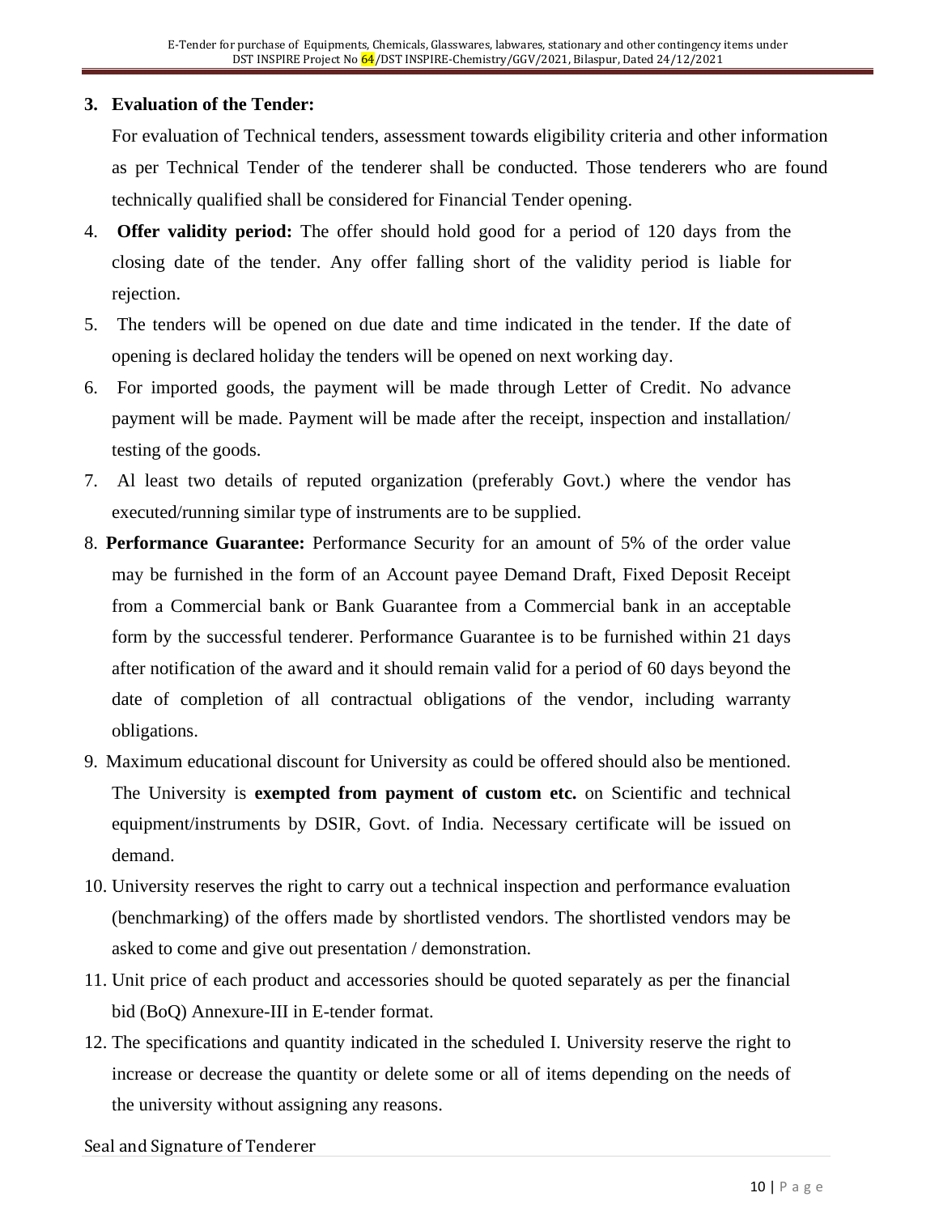3. **Evaluation of the Tender:**

   For evaluation of Technical tenders, assessment towards eligibility criteria and other information as per Technical Tender of the tenderer shall be conducted. Those tenderers who are found technically qualified shall be considered for Financial Tender opening.

4. **Offer validity period:** The offer should hold good for a period of 120 days from the closing date of the tender. Any offer falling short of the validity period is liable for rejection.

5. The tenders will be opened on due date and time indicated in the tender. If the date of opening is declared holiday the tenders will be opened on next working day.

6. For imported goods, the payment will be made through Letter of Credit. No advance payment will be made. Payment will be made after the receipt, inspection and installation/ testing of the goods.

7. Al least two details of reputed organization (preferably Govt.) where the vendor has executed/running similar type of instruments are to be supplied.

8. **Performance Guarantee:** Performance Security for an amount of 5% of the order value may be furnished in the form of an Account payee Demand Draft, Fixed Deposit Receipt from a Commercial bank or Bank Guarantee from a Commercial bank in an acceptable form by the successful tenderer. Performance Guarantee is to be furnished within 21 days after notification of the award and it should remain valid for a period of 60 days beyond the date of completion of all contractual obligations of the vendor, including warranty obligations.

9. Maximum educational discount for University as could be offered should also be mentioned. The University is **exempted from payment of custom etc.** on Scientific and technical equipment/instruments by DSIR, Govt. of India. Necessary certificate will be issued on demand.

10. University reserves the right to carry out a technical inspection and performance evaluation (benchmarking) of the offers made by shortlisted vendors. The shortlisted vendors may be asked to come and give out presentation / demonstration.

11. Unit price of each product and accessories should be quoted separately as per the financial bid (BoQ) Annexure-III in E-tender format.

12. The specifications and quantity indicated in the scheduled I. University reserve the right to increase or decrease the quantity or delete some or all of items depending on the needs of the university without assigning any reasons.

Seal and Signature of Tenderer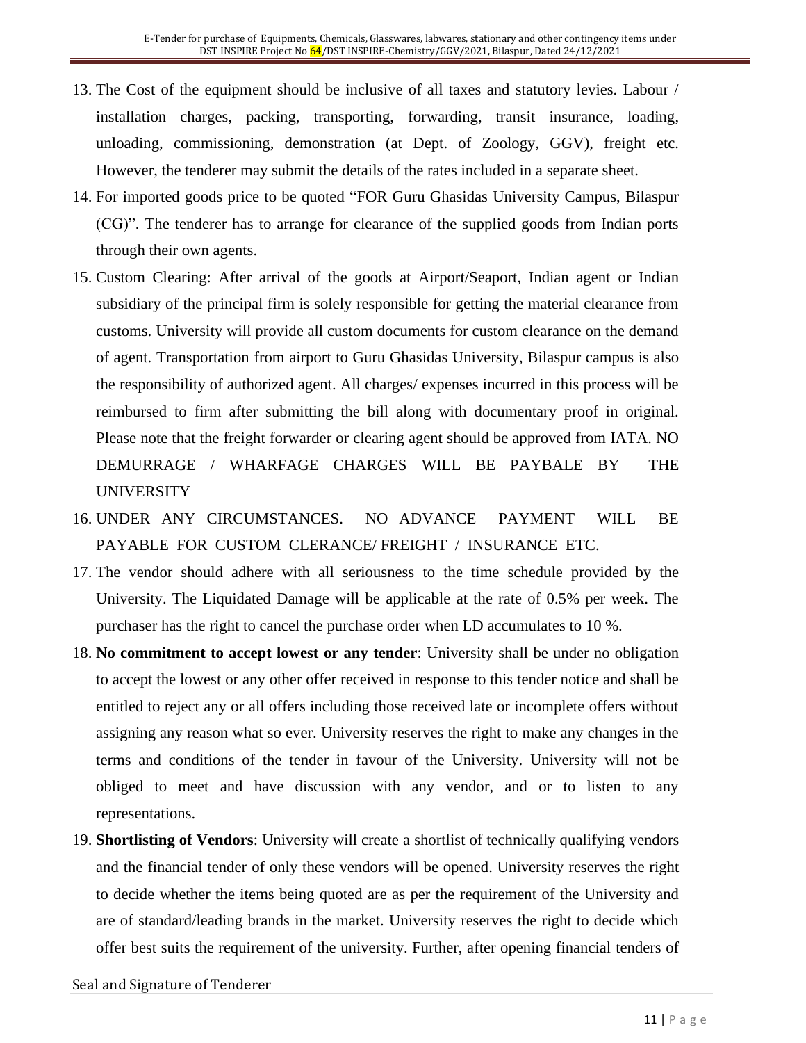13. The Cost of the equipment should be inclusive of all taxes and statutory levies. Labour / installation charges, packing, transporting, forwarding, transit insurance, loading, unloading, commissioning, demonstration (at Dept. of Zoology, GGV), freight etc. However, the tenderer may submit the details of the rates included in a separate sheet.
14. For imported goods price to be quoted "FOR Guru Ghasidas University Campus, Bilaspur (CG)". The tenderer has to arrange for clearance of the supplied goods from Indian ports through their own agents.
15. Custom Clearing: After arrival of the goods at Airport/Seaport, Indian agent or Indian subsidiary of the principal firm is solely responsible for getting the material clearance from customs. University will provide all custom documents for custom clearance on the demand of agent. Transportation from airport to Guru Ghasidas University, Bilaspur campus is also the responsibility of authorized agent. All charges/ expenses incurred in this process will be reimbursed to firm after submitting the bill along with documentary proof in original. Please note that the freight forwarder or clearing agent should be approved from IATA. NO DEMURRAGE / WHARFAGE CHARGES WILL BE PAYBALE BY THE UNIVERSITY
16. UNDER ANY CIRCUMSTANCES. NO ADVANCE PAYMENT WILL BE PAYABLE FOR CUSTOM CLERANCE/ FREIGHT / INSURANCE ETC.
17. The vendor should adhere with all seriousness to the time schedule provided by the University. The Liquidated Damage will be applicable at the rate of 0.5% per week. The purchaser has the right to cancel the purchase order when LD accumulates to 10 %.
18. **No commitment to accept lowest or any tender**: University shall be under no obligation to accept the lowest or any other offer received in response to this tender notice and shall be entitled to reject any or all offers including those received late or incomplete offers without assigning any reason what so ever. University reserves the right to make any changes in the terms and conditions of the tender in favour of the University. University will not be obliged to meet and have discussion with any vendor, and or to listen to any representations.
19. **Shortlisting of Vendors**: University will create a shortlist of technically qualifying vendors and the financial tender of only these vendors will be opened. University reserves the right to decide whether the items being quoted are as per the requirement of the University and are of standard/leading brands in the market. University reserves the right to decide which offer best suits the requirement of the university. Further, after opening financial tenders of

Seal and Signature of Tenderer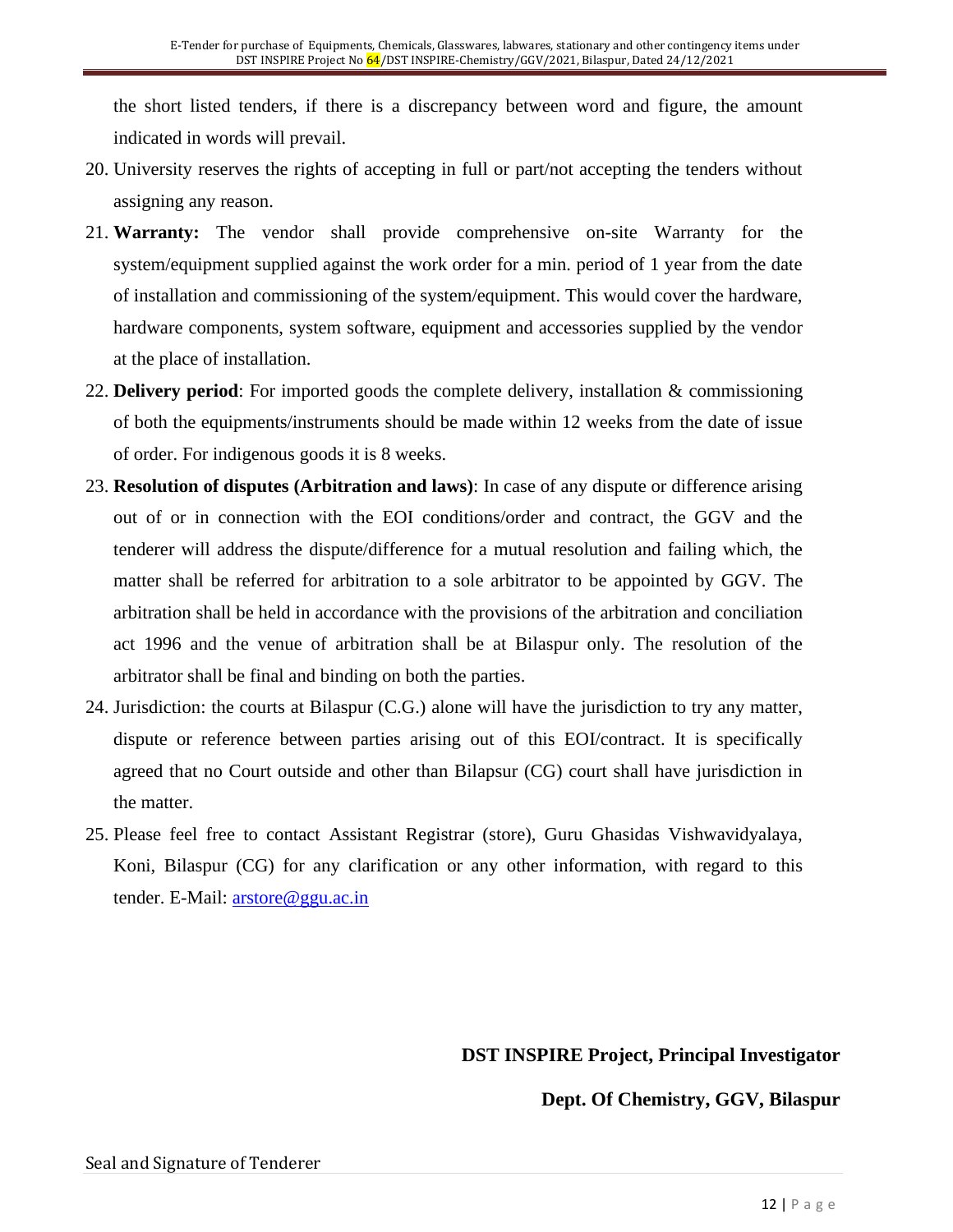the short listed tenders, if there is a discrepancy between word and figure, the amount indicated in words will prevail.

20. University reserves the rights of accepting in full or part/not accepting the tenders without assigning any reason.
21. **Warranty:** The vendor shall provide comprehensive on-site Warranty for the system/equipment supplied against the work order for a min. period of 1 year from the date of installation and commissioning of the system/equipment. This would cover the hardware, hardware components, system software, equipment and accessories supplied by the vendor at the place of installation.
22. **Delivery period**: For imported goods the complete delivery, installation & commissioning of both the equipments/instruments should be made within 12 weeks from the date of issue of order. For indigenous goods it is 8 weeks.
23. **Resolution of disputes (Arbitration and laws)**: In case of any dispute or difference arising out of or in connection with the EOI conditions/order and contract, the GGV and the tenderer will address the dispute/difference for a mutual resolution and failing which, the matter shall be referred for arbitration to a sole arbitrator to be appointed by GGV. The arbitration shall be held in accordance with the provisions of the arbitration and conciliation act 1996 and the venue of arbitration shall be at Bilaspur only. The resolution of the arbitrator shall be final and binding on both the parties.
24. Jurisdiction: the courts at Bilaspur (C.G.) alone will have the jurisdiction to try any matter, dispute or reference between parties arising out of this EOI/contract. It is specifically agreed that no Court outside and other than Bilapsur (CG) court shall have jurisdiction in the matter.
25. Please feel free to contact Assistant Registrar (store), Guru Ghasidas Vishwavidyalaya, Koni, Bilaspur (CG) for any clarification or any other information, with regard to this tender. E-Mail: arstore@ggu.ac.in

**DST INSPIRE Project, Principal Investigator**

**Dept. Of Chemistry, GGV, Bilaspur**

Seal and Signature of Tenderer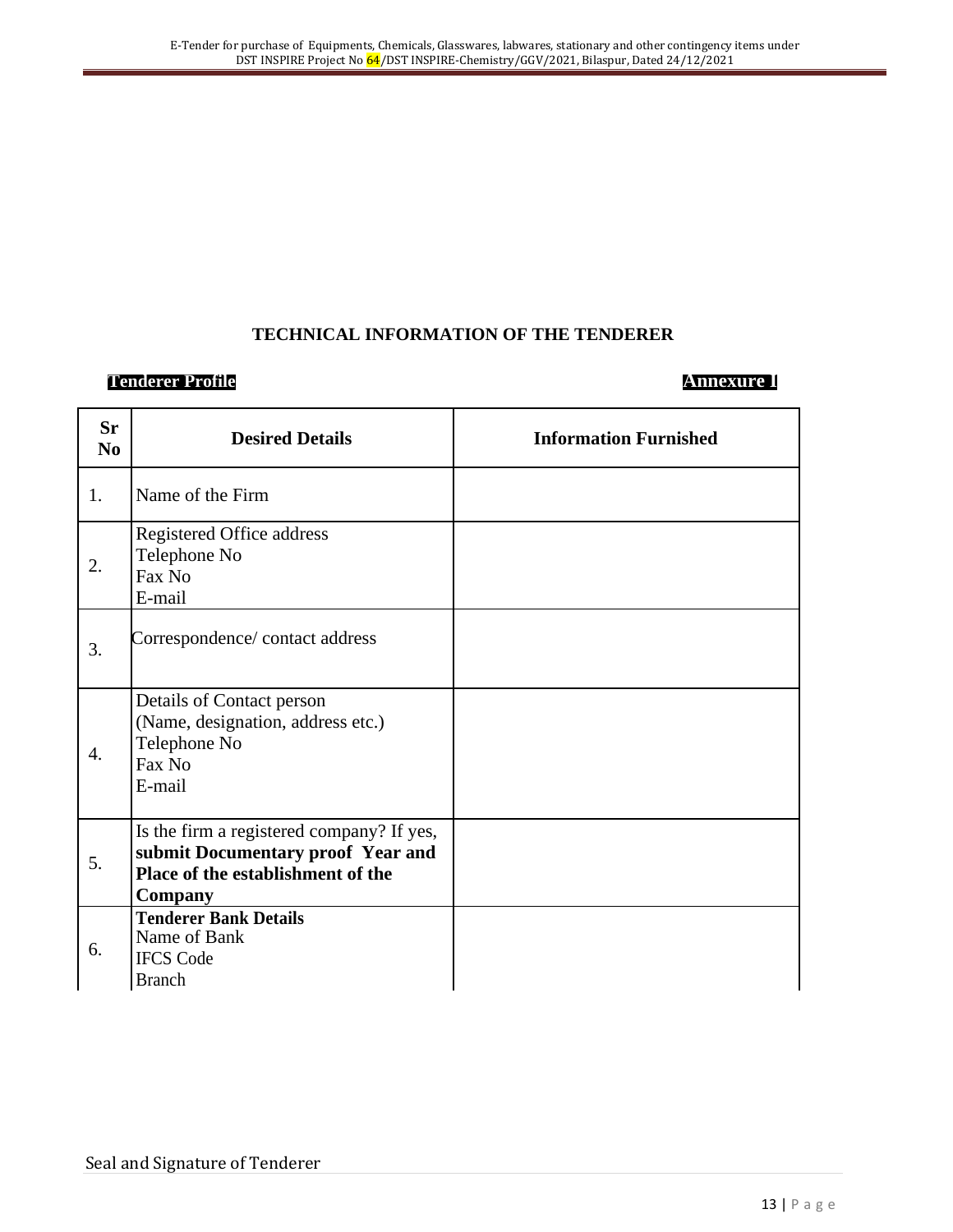## TECHNICAL INFORMATION OF THE TENDERER

**Tenderer Profile** **Annexure I**

| Sr No | Desired Details | Information Furnished |
|---|---|---|
| 1. | Name of the Firm | |
| 2. | Registered Office address<br>Telephone No<br>Fax No<br>E-mail | |
| 3. | Correspondence/ contact address | |
| 4. | Details of Contact person<br>(Name, designation, address etc.)<br>Telephone No<br>Fax No<br>E-mail | |
| 5. | Is the firm a registered company? If yes, **submit Documentary proof Year and Place of the establishment of the Company** | |
| 6. | **Tenderer Bank Details**<br>Name of Bank<br>IFCS Code<br>Branch | |

Seal and Signature of Tenderer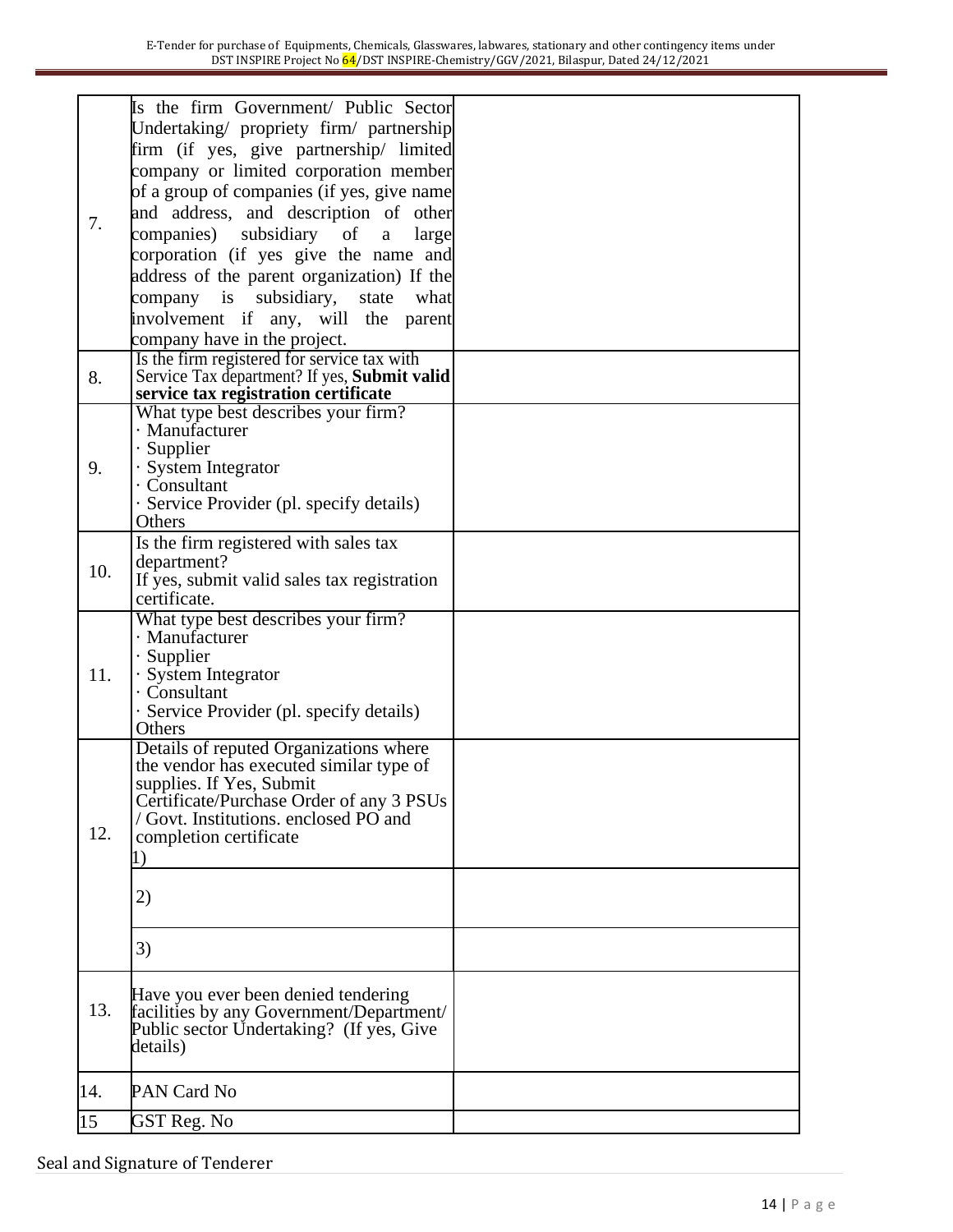| | | |
|---|---|---|
| 7. | Is the firm Government/ Public Sector Undertaking/ propriety firm/ partnership firm (if yes, give partnership/ limited company or limited corporation member of a group of companies (if yes, give name and address, and description of other companies) subsidiary of a large corporation (if yes give the name and address of the parent organization) If the company is subsidiary, state what involvement if any, will the parent company have in the project. | |
| 8. | Is the firm registered for service tax with Service Tax department? If yes, **Submit valid service tax registration certificate** | |
| 9. | What type best describes your firm?<br>· Manufacturer<br>· Supplier<br>· System Integrator<br>· Consultant<br>· Service Provider (pl. specify details)<br>Others | |
| 10. | Is the firm registered with sales tax department?<br>If yes, submit valid sales tax registration certificate. | |
| 11. | What type best describes your firm?<br>· Manufacturer<br>· Supplier<br>· System Integrator<br>· Consultant<br>· Service Provider (pl. specify details)<br>Others | |
| 12. | Details of reputed Organizations where the vendor has executed similar type of supplies. If Yes, Submit Certificate/Purchase Order of any 3 PSUs / Govt. Institutions. enclosed PO and completion certificate<br>1) | |
| | 2) | |
| | 3) | |
| 13. | Have you ever been denied tendering facilities by any Government/Department/ Public sector Undertaking? (If yes, Give details) | |
| 14. | PAN Card No | |
| 15 | GST Reg. No | |

Seal and Signature of Tenderer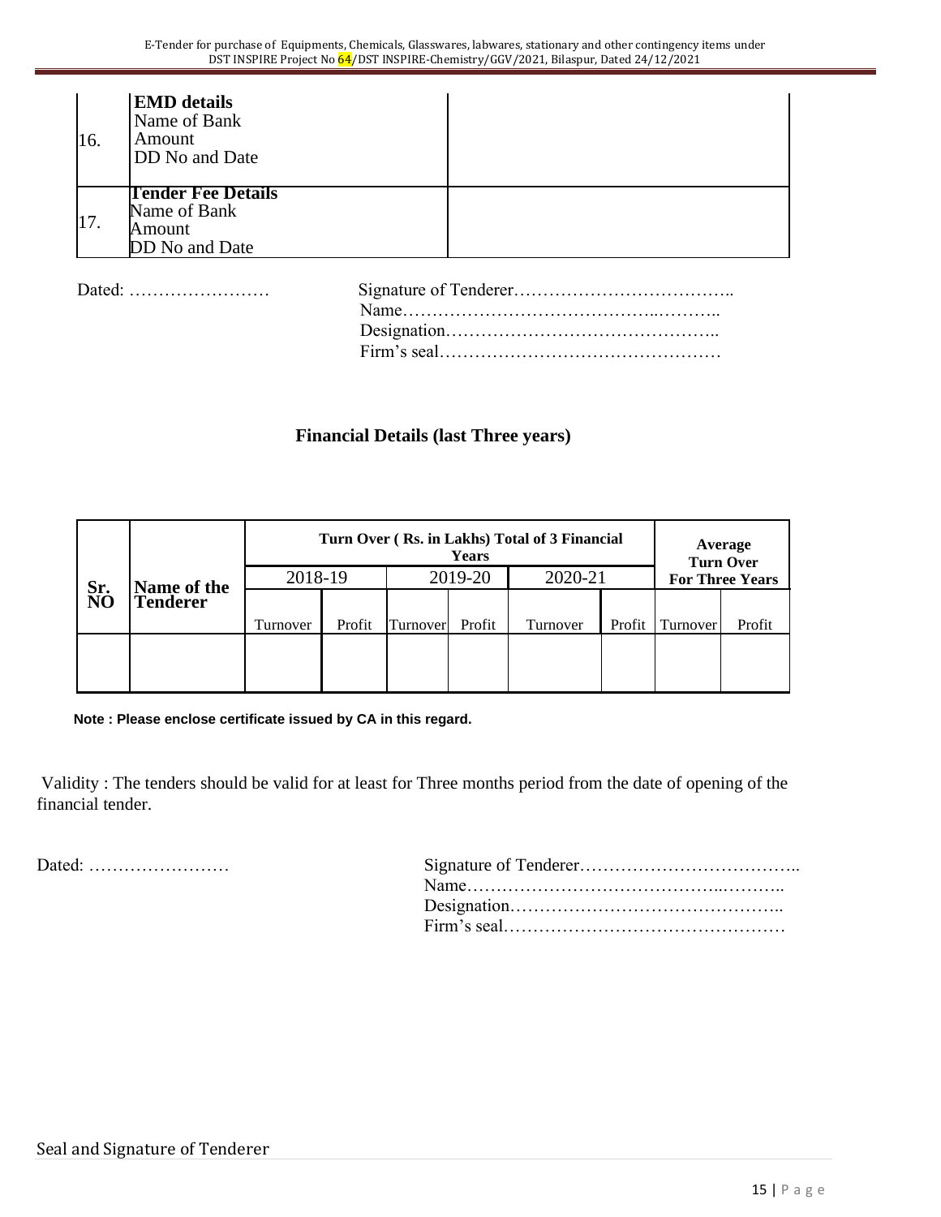| 16. | **EMD details**<br>Name of Bank<br>Amount<br>DD No and Date | |
|---|---|---|
| 17. | **Tender Fee Details**<br>Name of Bank<br>Amount<br>DD No and Date | |

Dated: ……………………

Signature of Tenderer………………………………..
Name……………………………………..………..
Designation………………………………………..
Firm's seal…………………………………………

**Financial Details (last Three years)**

| Sr. NO | Name of the Tenderer | Turn Over ( Rs. in Lakhs) Total of 3 Financial Years | | | | | | Average Turn Over For Three Years | |
|---|---|---|---|---|---|---|---|---|---|
| | | 2018-19 | | 2019-20 | | 2020-21 | | | |
| | | Turnover | Profit | Turnover | Profit | Turnover | Profit | Turnover | Profit |
| | | | | | | | | | |

**Note : Please enclose certificate issued by CA in this regard.**

Validity : The tenders should be valid for at least for Three months period from the date of opening of the financial tender.

Dated: ……………………

Signature of Tenderer………………………………..
Name……………………………………..………..
Designation………………………………………..
Firm's seal…………………………………………

Seal and Signature of Tenderer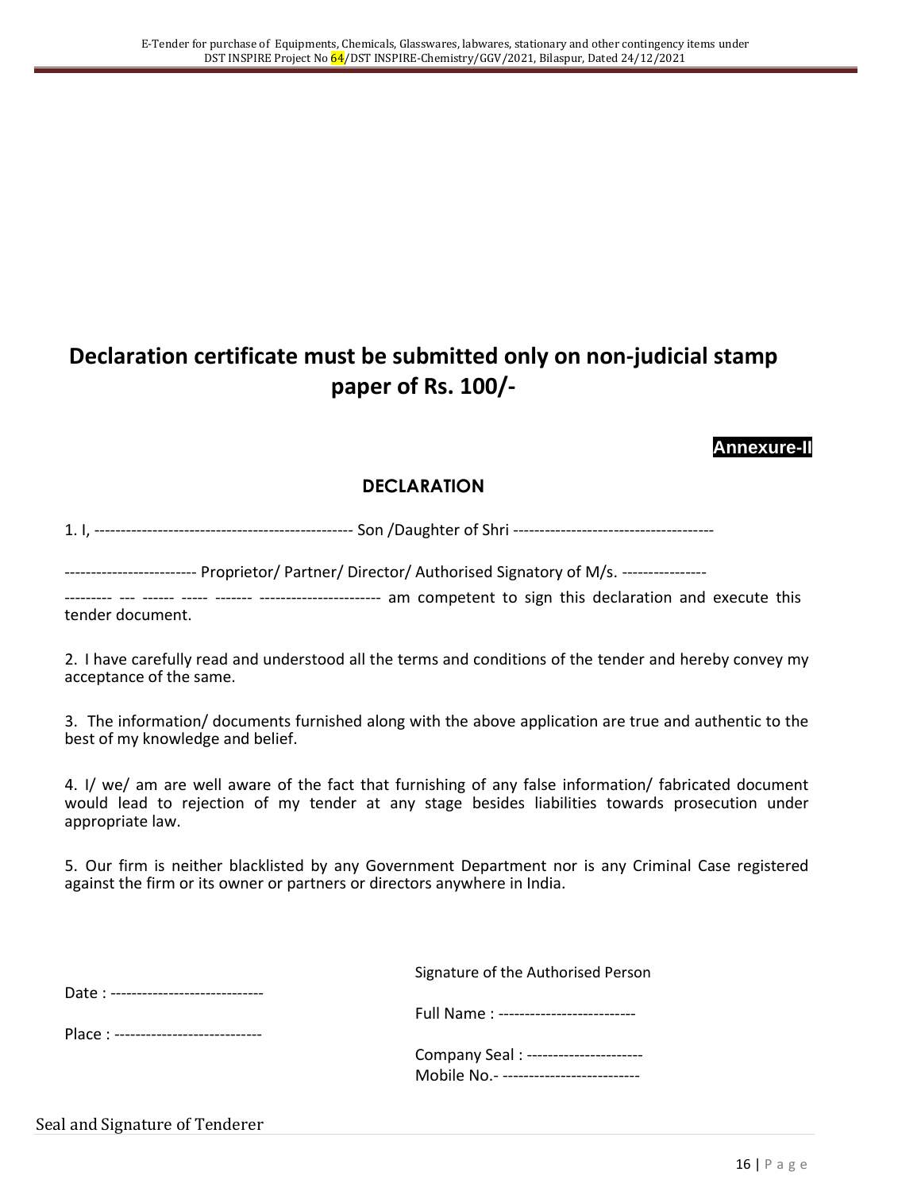# Declaration certificate must be submitted only on non-judicial stamp paper of Rs. 100/-

**Annexure-II**

## DECLARATION

1. I, ------------------------------------------------- Son /Daughter of Shri --------------------------------------

------------------------- Proprietor/ Partner/ Director/ Authorised Signatory of M/s. ----------------

--------- --- ------ ----- ------- ----------------------- am competent to sign this declaration and execute this tender document.

2. I have carefully read and understood all the terms and conditions of the tender and hereby convey my acceptance of the same.

3. The information/ documents furnished along with the above application are true and authentic to the best of my knowledge and belief.

4. I/ we/ am are well aware of the fact that furnishing of any false information/ fabricated document would lead to rejection of my tender at any stage besides liabilities towards prosecution under appropriate law.

5. Our firm is neither blacklisted by any Government Department nor is any Criminal Case registered against the firm or its owner or partners or directors anywhere in India.

Signature of the Authorised Person

Date : -----------------------------

Full Name : --------------------------

Place : ----------------------------

Company Seal : ----------------------

Mobile No.- --------------------------

Seal and Signature of Tenderer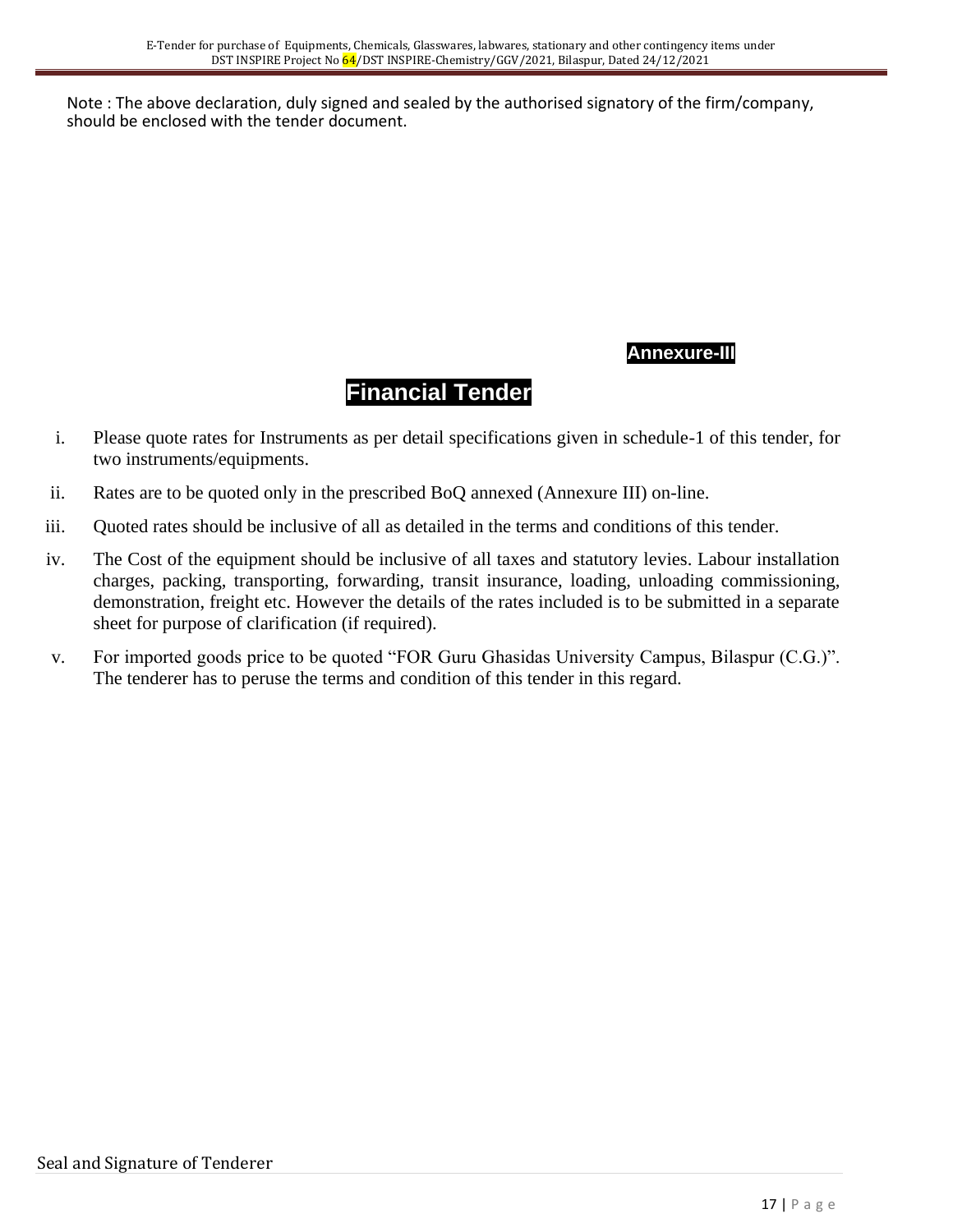Note : The above declaration, duly signed and sealed by the authorised signatory of the firm/company, should be enclosed with the tender document.

**Annexure-III**

# Financial Tender

i. Please quote rates for Instruments as per detail specifications given in schedule-1 of this tender, for two instruments/equipments.

ii. Rates are to be quoted only in the prescribed BoQ annexed (Annexure III) on-line.

iii. Quoted rates should be inclusive of all as detailed in the terms and conditions of this tender.

iv. The Cost of the equipment should be inclusive of all taxes and statutory levies. Labour installation charges, packing, transporting, forwarding, transit insurance, loading, unloading commissioning, demonstration, freight etc. However the details of the rates included is to be submitted in a separate sheet for purpose of clarification (if required).

v. For imported goods price to be quoted "FOR Guru Ghasidas University Campus, Bilaspur (C.G.)". The tenderer has to peruse the terms and condition of this tender in this regard.

Seal and Signature of Tenderer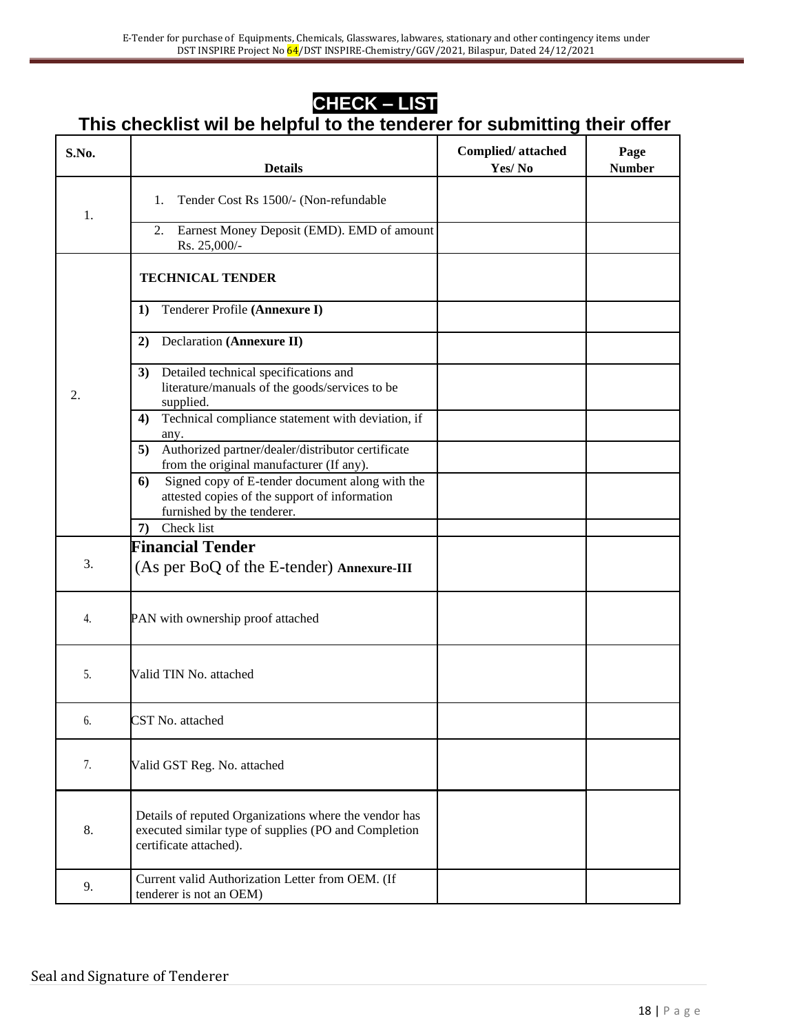# CHECK – LIST

## This checklist wil be helpful to the tenderer for submitting their offer

| S.No. | Details | Complied/ attached Yes/ No | Page Number |
|---|---|---|---|
| 1. | 1. Tender Cost Rs 1500/- (Non-refundable | | |
| | 2. Earnest Money Deposit (EMD). EMD of amount Rs. 25,000/- | | |
| 2. | **TECHNICAL TENDER** | | |
| | **1)** Tenderer Profile **(Annexure I)** | | |
| | **2)** Declaration **(Annexure II)** | | |
| | **3)** Detailed technical specifications and literature/manuals of the goods/services to be supplied. | | |
| | **4)** Technical compliance statement with deviation, if any. | | |
| | **5)** Authorized partner/dealer/distributor certificate from the original manufacturer (If any). | | |
| | **6)** Signed copy of E-tender document along with the attested copies of the support of information furnished by the tenderer. | | |
| | **7)** Check list | | |
| 3. | **Financial Tender** (As per BoQ of the E-tender) **Annexure-III** | | |
| 4. | PAN with ownership proof attached | | |
| 5. | Valid TIN No. attached | | |
| 6. | CST No. attached | | |
| 7. | Valid GST Reg. No. attached | | |
| 8. | Details of reputed Organizations where the vendor has executed similar type of supplies (PO and Completion certificate attached). | | |
| 9. | Current valid Authorization Letter from OEM. (If tenderer is not an OEM) | | |

Seal and Signature of Tenderer